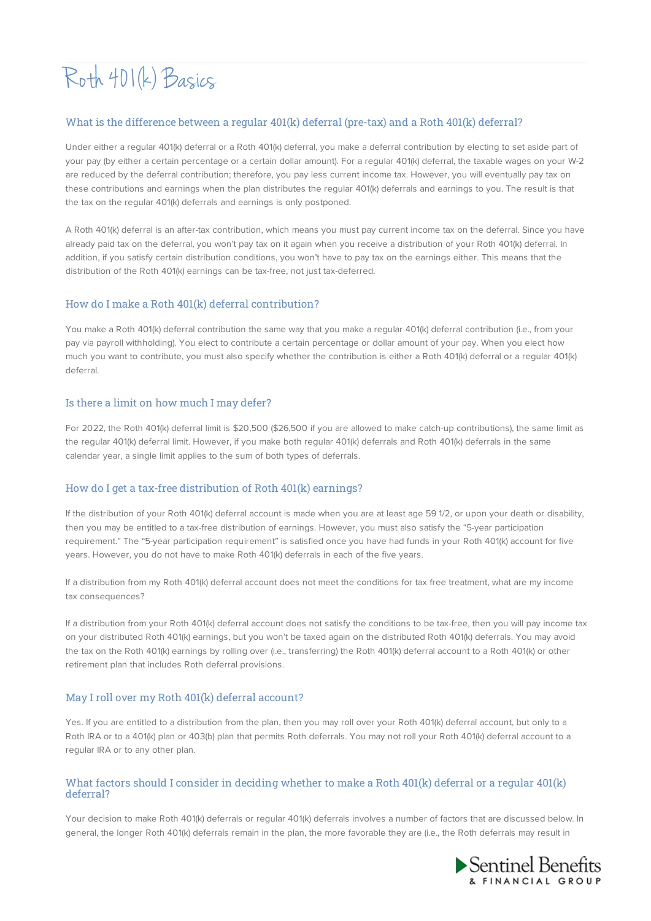# Roth 401(k) Basics

## What is the difference between a regular 401(k) deferral (pre-tax) and a Roth 401(k) deferral?

Under either a regular 401(k) deferral or a Roth 401(k) deferral, you make a deferral contribution by electing to set aside part of your pay (by either a certain percentage or a certain dollar amount). For a regular 401(k) deferral, the taxable wages on your W-2 are reduced by the deferral contribution; therefore, you pay less current income tax. However, you will eventually pay tax on these contributions and earnings when the plan distributes the regular 401(k) deferrals and earnings to you. The result is that the tax on the regular 401(k) deferrals and earnings is only postponed.

A Roth 401(k) deferral is an after-tax contribution, which means you must pay current income tax on the deferral. Since you have already paid tax on the deferral, you won't pay tax on it again when you receive a distribution of your Roth 401(k) deferral. In addition, if you satisfy certain distribution conditions, you won't have to pay tax on the earnings either. This means that the distribution of the Roth 401(k) earnings can be tax-free, not just tax-deferred.

## How do I make a Roth 401(k) deferral contribution?

You make a Roth 401(k) deferral contribution the same way that you make a regular 401(k) deferral contribution (i.e., from your pay via payroll withholding). You elect to contribute a certain percentage or dollar amount of your pay. When you elect how much you want to contribute, you must also specify whether the contribution is either a Roth 401(k) deferral or a regular 401(k) deferral.

## Is there a limit on how much I may defer?

For 2022, the Roth 401(k) deferral limit is $20,500 ($26,500 if you are allowed to make catch-up contributions), the same limit as the regular 401(k) deferral limit. However, if you make both regular 401(k) deferrals and Roth 401(k) deferrals in the same calendar year, a single limit applies to the sum of both types of deferrals.

## How do I get a tax-free distribution of Roth 401(k) earnings?

If the distribution of your Roth 401(k) deferral account is made when you are at least age 59 1/2, or upon your death or disability, then you may be entitled to a tax-free distribution of earnings. However, you must also satisfy the "5-year participation requirement." The "5-year participation requirement" is satisfied once you have had funds in your Roth 401(k) account for five years. However, you do not have to make Roth 401(k) deferrals in each of the five years.

If a distribution from my Roth 401(k) deferral account does not meet the conditions for tax free treatment, what are my income tax consequences?

If a distribution from your Roth 401(k) deferral account does not satisfy the conditions to be tax-free, then you will pay income tax on your distributed Roth 401(k) earnings, but you won't be taxed again on the distributed Roth 401(k) deferrals. You may avoid the tax on the Roth 401(k) earnings by rolling over (i.e., transferring) the Roth 401(k) deferral account to a Roth 401(k) or other retirement plan that includes Roth deferral provisions.

## May I roll over my Roth 401(k) deferral account?

Yes. If you are entitled to a distribution from the plan, then you may roll over your Roth 401(k) deferral account, but only to a Roth IRA or to a 401(k) plan or 403(b) plan that permits Roth deferrals. You may not roll your Roth 401(k) deferral account to a regular IRA or to any other plan.

## What factors should I consider in deciding whether to make a Roth 401(k) deferral or a regular 401(k) deferral?

Your decision to make Roth 401(k) deferrals or regular 401(k) deferrals involves a number of factors that are discussed below. In general, the longer Roth 401(k) deferrals remain in the plan, the more favorable they are (i.e., the Roth deferrals may result in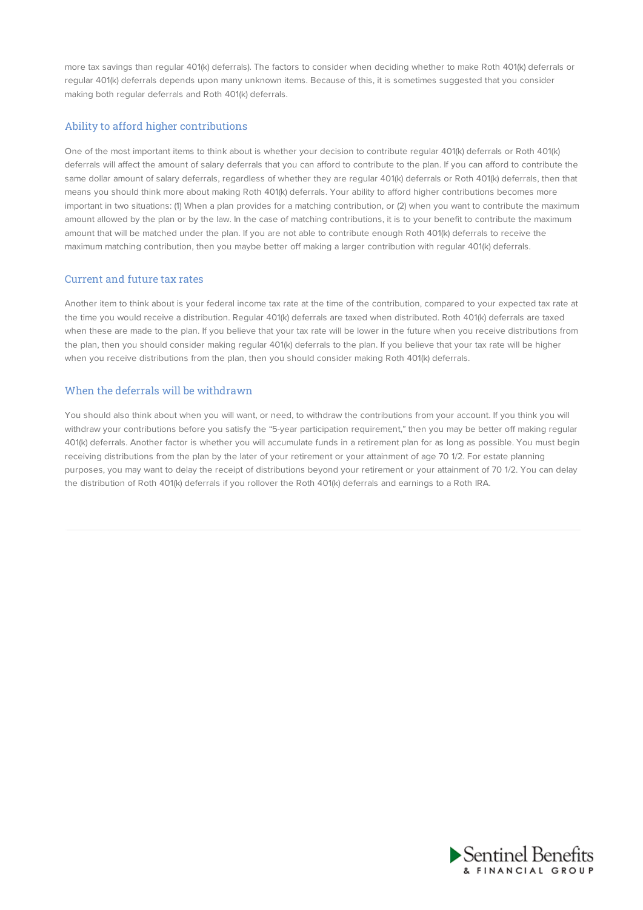more tax savings than regular 401(k) deferrals). The factors to consider when deciding whether to make Roth 401(k) deferrals or regular 401(k) deferrals depends upon many unknown items. Because of this, it is sometimes suggested that you consider making both regular deferrals and Roth 401(k) deferrals.

## Ability to afford higher contributions

One of the most important items to think about is whether your decision to contribute regular 401(k) deferrals or Roth 401(k) deferrals will affect the amount of salary deferrals that you can afford to contribute to the plan. If you can afford to contribute the same dollar amount of salary deferrals, regardless of whether they are regular 401(k) deferrals or Roth 401(k) deferrals, then that means you should think more about making Roth 401(k) deferrals. Your ability to afford higher contributions becomes more important in two situations: (1) When a plan provides for a matching contribution, or (2) when you want to contribute the maximum amount allowed by the plan or by the law. In the case of matching contributions, it is to your benefit to contribute the maximum amount that will be matched under the plan. If you are not able to contribute enough Roth 401(k) deferrals to receive the maximum matching contribution, then you maybe better off making a larger contribution with regular 401(k) deferrals.

## Current and future tax rates

Another item to think about is your federal income tax rate at the time of the contribution, compared to your expected tax rate at the time you would receive a distribution. Regular 401(k) deferrals are taxed when distributed. Roth 401(k) deferrals are taxed when these are made to the plan. If you believe that your tax rate will be lower in the future when you receive distributions from the plan, then you should consider making regular 401(k) deferrals to the plan. If you believe that your tax rate will be higher when you receive distributions from the plan, then you should consider making Roth 401(k) deferrals.

## When the deferrals will be withdrawn

You should also think about when you will want, or need, to withdraw the contributions from your account. If you think you will withdraw your contributions before you satisfy the "5-year participation requirement," then you may be better off making regular 401(k) deferrals. Another factor is whether you will accumulate funds in a retirement plan for as long as possible. You must begin receiving distributions from the plan by the later of your retirement or your attainment of age 70 1/2. For estate planning purposes, you may want to delay the receipt of distributions beyond your retirement or your attainment of 70 1/2. You can delay the distribution of Roth 401(k) deferrals if you rollover the Roth 401(k) deferrals and earnings to a Roth IRA.